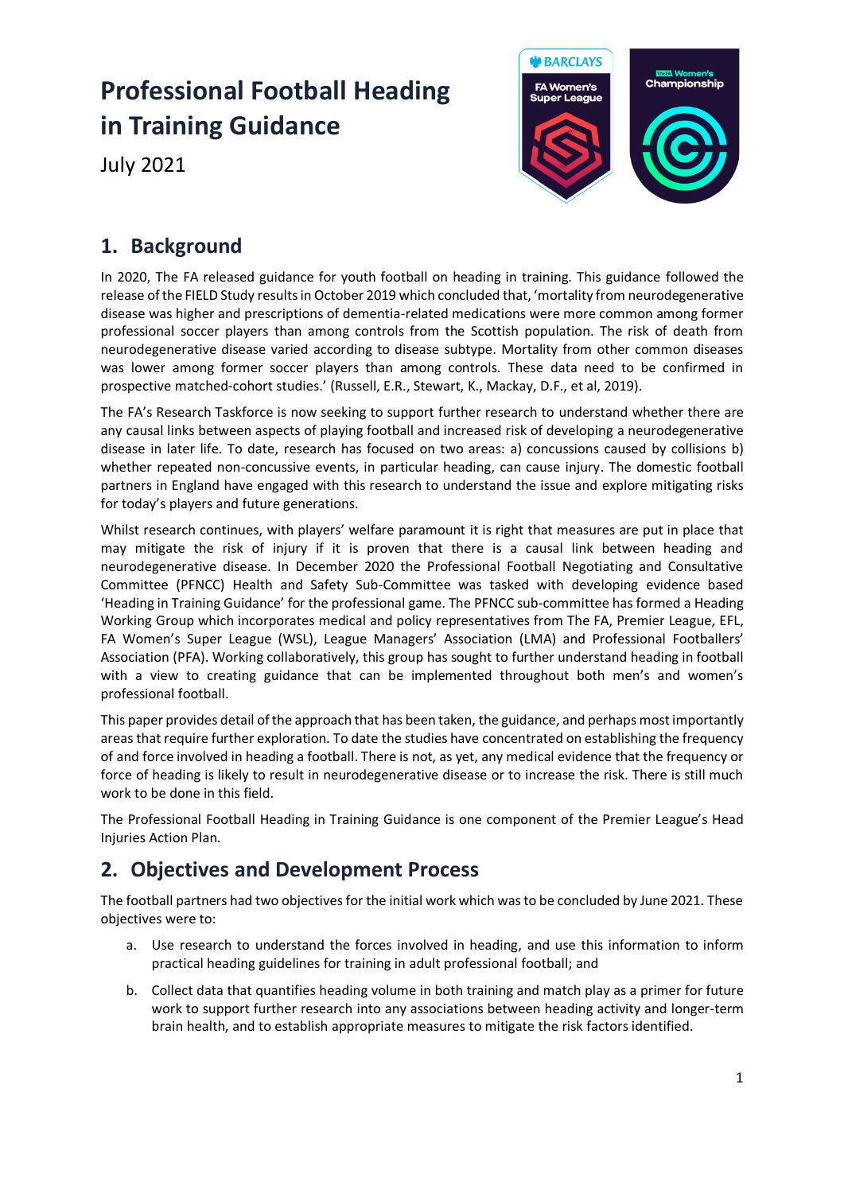# Professional Football Heading in Training Guidance

July 2021

## 1. Background

In 2020, The FA released guidance for youth football on heading in training. This guidance followed the release of the FIELD Study results in October 2019 which concluded that, 'mortality from neurodegenerative disease was higher and prescriptions of dementia-related medications were more common among former professional soccer players than among controls from the Scottish population. The risk of death from neurodegenerative disease varied according to disease subtype. Mortality from other common diseases was lower among former soccer players than among controls. These data need to be confirmed in prospective matched-cohort studies.' (Russell, E.R., Stewart, K., Mackay, D.F., et al, 2019).

The FA's Research Taskforce is now seeking to support further research to understand whether there are any causal links between aspects of playing football and increased risk of developing a neurodegenerative disease in later life. To date, research has focused on two areas: a) concussions caused by collisions b) whether repeated non-concussive events, in particular heading, can cause injury. The domestic football partners in England have engaged with this research to understand the issue and explore mitigating risks for today's players and future generations.

Whilst research continues, with players' welfare paramount it is right that measures are put in place that may mitigate the risk of injury if it is proven that there is a causal link between heading and neurodegenerative disease. In December 2020 the Professional Football Negotiating and Consultative Committee (PFNCC) Health and Safety Sub-Committee was tasked with developing evidence based 'Heading in Training Guidance' for the professional game. The PFNCC sub-committee has formed a Heading Working Group which incorporates medical and policy representatives from The FA, Premier League, EFL, FA Women's Super League (WSL), League Managers' Association (LMA) and Professional Footballers' Association (PFA). Working collaboratively, this group has sought to further understand heading in football with a view to creating guidance that can be implemented throughout both men's and women's professional football.

This paper provides detail of the approach that has been taken, the guidance, and perhaps most importantly areas that require further exploration. To date the studies have concentrated on establishing the frequency of and force involved in heading a football. There is not, as yet, any medical evidence that the frequency or force of heading is likely to result in neurodegenerative disease or to increase the risk. There is still much work to be done in this field.

The Professional Football Heading in Training Guidance is one component of the Premier League's Head Injuries Action Plan.

## 2. Objectives and Development Process

The football partners had two objectives for the initial work which was to be concluded by June 2021. These objectives were to:

a. Use research to understand the forces involved in heading, and use this information to inform practical heading guidelines for training in adult professional football; and

b. Collect data that quantifies heading volume in both training and match play as a primer for future work to support further research into any associations between heading activity and longer-term brain health, and to establish appropriate measures to mitigate the risk factors identified.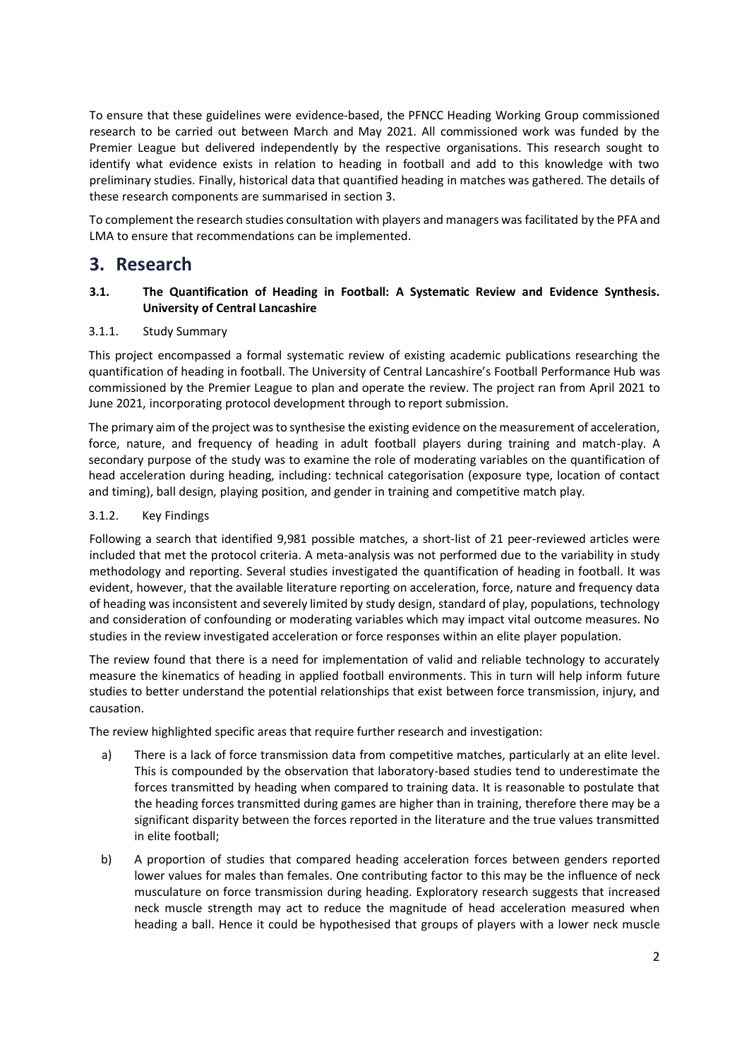To ensure that these guidelines were evidence-based, the PFNCC Heading Working Group commissioned research to be carried out between March and May 2021. All commissioned work was funded by the Premier League but delivered independently by the respective organisations. This research sought to identify what evidence exists in relation to heading in football and add to this knowledge with two preliminary studies. Finally, historical data that quantified heading in matches was gathered. The details of these research components are summarised in section 3.

To complement the research studies consultation with players and managers was facilitated by the PFA and LMA to ensure that recommendations can be implemented.

# 3. Research

### 3.1. The Quantification of Heading in Football: A Systematic Review and Evidence Synthesis. University of Central Lancashire

#### 3.1.1. Study Summary

This project encompassed a formal systematic review of existing academic publications researching the quantification of heading in football. The University of Central Lancashire's Football Performance Hub was commissioned by the Premier League to plan and operate the review. The project ran from April 2021 to June 2021, incorporating protocol development through to report submission.

The primary aim of the project was to synthesise the existing evidence on the measurement of acceleration, force, nature, and frequency of heading in adult football players during training and match-play. A secondary purpose of the study was to examine the role of moderating variables on the quantification of head acceleration during heading, including: technical categorisation (exposure type, location of contact and timing), ball design, playing position, and gender in training and competitive match play.

#### 3.1.2. Key Findings

Following a search that identified 9,981 possible matches, a short-list of 21 peer-reviewed articles were included that met the protocol criteria. A meta-analysis was not performed due to the variability in study methodology and reporting. Several studies investigated the quantification of heading in football. It was evident, however, that the available literature reporting on acceleration, force, nature and frequency data of heading was inconsistent and severely limited by study design, standard of play, populations, technology and consideration of confounding or moderating variables which may impact vital outcome measures. No studies in the review investigated acceleration or force responses within an elite player population.

The review found that there is a need for implementation of valid and reliable technology to accurately measure the kinematics of heading in applied football environments. This in turn will help inform future studies to better understand the potential relationships that exist between force transmission, injury, and causation.

The review highlighted specific areas that require further research and investigation:

a) There is a lack of force transmission data from competitive matches, particularly at an elite level. This is compounded by the observation that laboratory-based studies tend to underestimate the forces transmitted by heading when compared to training data. It is reasonable to postulate that the heading forces transmitted during games are higher than in training, therefore there may be a significant disparity between the forces reported in the literature and the true values transmitted in elite football;

b) A proportion of studies that compared heading acceleration forces between genders reported lower values for males than females. One contributing factor to this may be the influence of neck musculature on force transmission during heading. Exploratory research suggests that increased neck muscle strength may act to reduce the magnitude of head acceleration measured when heading a ball. Hence it could be hypothesised that groups of players with a lower neck muscle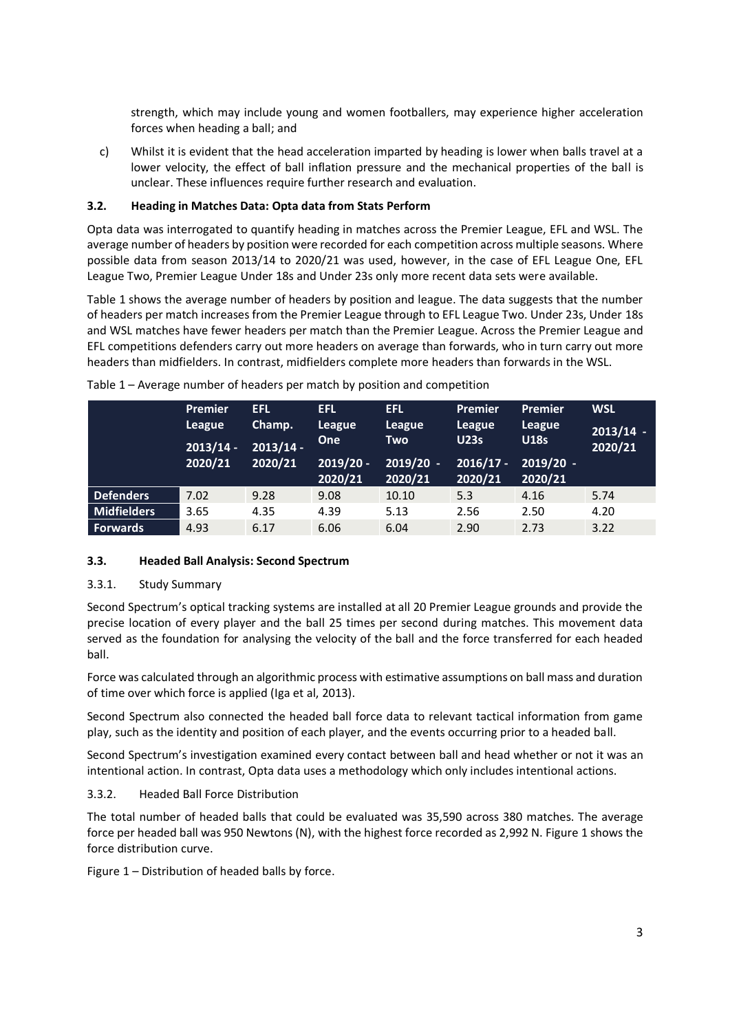strength, which may include young and women footballers, may experience higher acceleration forces when heading a ball; and

c) Whilst it is evident that the head acceleration imparted by heading is lower when balls travel at a lower velocity, the effect of ball inflation pressure and the mechanical properties of the ball is unclear. These influences require further research and evaluation.

### 3.2. Heading in Matches Data: Opta data from Stats Perform

Opta data was interrogated to quantify heading in matches across the Premier League, EFL and WSL. The average number of headers by position were recorded for each competition across multiple seasons. Where possible data from season 2013/14 to 2020/21 was used, however, in the case of EFL League One, EFL League Two, Premier League Under 18s and Under 23s only more recent data sets were available.

Table 1 shows the average number of headers by position and league. The data suggests that the number of headers per match increases from the Premier League through to EFL League Two. Under 23s, Under 18s and WSL matches have fewer headers per match than the Premier League. Across the Premier League and EFL competitions defenders carry out more headers on average than forwards, who in turn carry out more headers than midfielders. In contrast, midfielders complete more headers than forwards in the WSL.

Table 1 – Average number of headers per match by position and competition

| | Premier League 2013/14 - 2020/21 | EFL Champ. 2013/14 - 2020/21 | EFL League One 2019/20 - 2020/21 | EFL League Two 2019/20 - 2020/21 | Premier League U23s 2016/17 - 2020/21 | Premier League U18s 2019/20 - 2020/21 | WSL 2013/14 - 2020/21 |
|---|---|---|---|---|---|---|---|
| **Defenders** | 7.02 | 9.28 | 9.08 | 10.10 | 5.3 | 4.16 | 5.74 |
| **Midfielders** | 3.65 | 4.35 | 4.39 | 5.13 | 2.56 | 2.50 | 4.20 |
| **Forwards** | 4.93 | 6.17 | 6.06 | 6.04 | 2.90 | 2.73 | 3.22 |

### 3.3. Headed Ball Analysis: Second Spectrum

#### 3.3.1. Study Summary

Second Spectrum's optical tracking systems are installed at all 20 Premier League grounds and provide the precise location of every player and the ball 25 times per second during matches. This movement data served as the foundation for analysing the velocity of the ball and the force transferred for each headed ball.

Force was calculated through an algorithmic process with estimative assumptions on ball mass and duration of time over which force is applied (Iga et al, 2013).

Second Spectrum also connected the headed ball force data to relevant tactical information from game play, such as the identity and position of each player, and the events occurring prior to a headed ball.

Second Spectrum's investigation examined every contact between ball and head whether or not it was an intentional action. In contrast, Opta data uses a methodology which only includes intentional actions.

#### 3.3.2. Headed Ball Force Distribution

The total number of headed balls that could be evaluated was 35,590 across 380 matches. The average force per headed ball was 950 Newtons (N), with the highest force recorded as 2,992 N. Figure 1 shows the force distribution curve.

Figure 1 – Distribution of headed balls by force.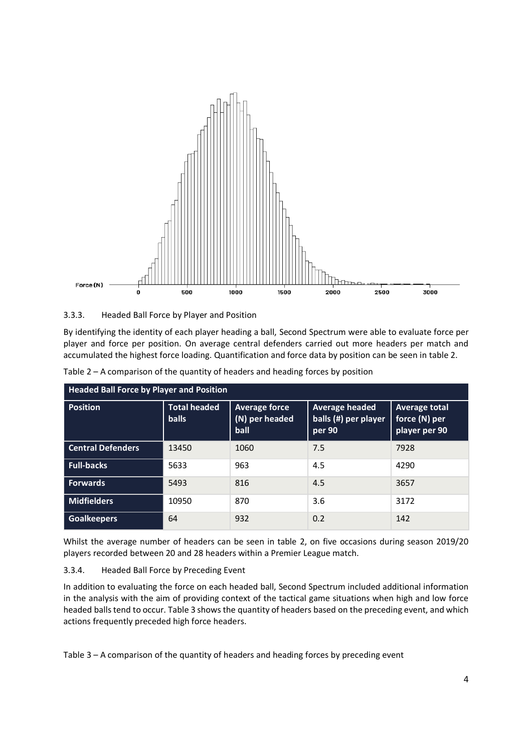### 3.3.3. Headed Ball Force by Player and Position

By identifying the identity of each player heading a ball, Second Spectrum were able to evaluate force per player and force per position. On average central defenders carried out more headers per match and accumulated the highest force loading. Quantification and force data by position can be seen in table 2.

Table 2 – A comparison of the quantity of headers and heading forces by position

| Headed Ball Force by Player and Position | | | | |
|---|---|---|---|---|
| **Position** | **Total headed balls** | **Average force (N) per headed ball** | **Average headed balls (#) per player per 90** | **Average total force (N) per player per 90** |
| **Central Defenders** | 13450 | 1060 | 7.5 | 7928 |
| **Full-backs** | 5633 | 963 | 4.5 | 4290 |
| **Forwards** | 5493 | 816 | 4.5 | 3657 |
| **Midfielders** | 10950 | 870 | 3.6 | 3172 |
| **Goalkeepers** | 64 | 932 | 0.2 | 142 |

Whilst the average number of headers can be seen in table 2, on five occasions during season 2019/20 players recorded between 20 and 28 headers within a Premier League match.

### 3.3.4. Headed Ball Force by Preceding Event

In addition to evaluating the force on each headed ball, Second Spectrum included additional information in the analysis with the aim of providing context of the tactical game situations when high and low force headed balls tend to occur. Table 3 shows the quantity of headers based on the preceding event, and which actions frequently preceded high force headers.

Table 3 – A comparison of the quantity of headers and heading forces by preceding event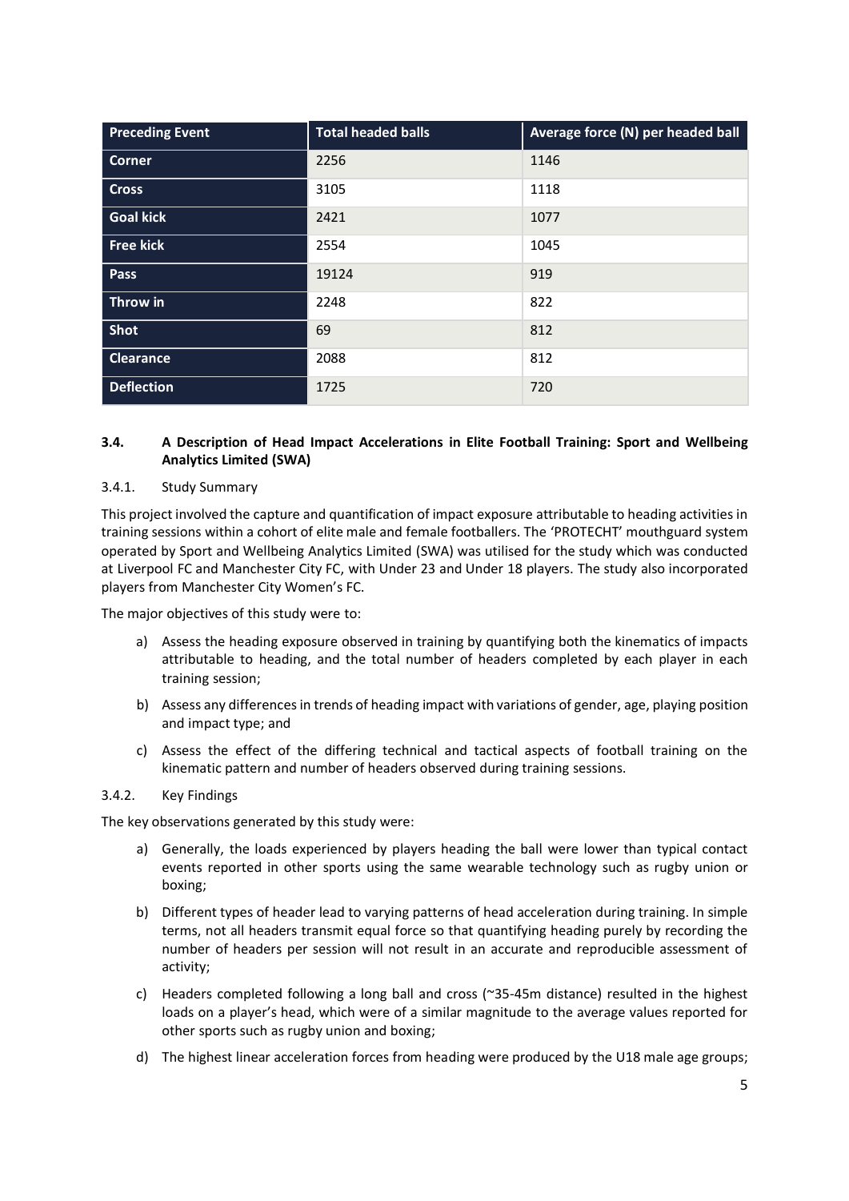| Preceding Event | Total headed balls | Average force (N) per headed ball |
| --- | --- | --- |
| **Corner** | 2256 | 1146 |
| **Cross** | 3105 | 1118 |
| **Goal kick** | 2421 | 1077 |
| **Free kick** | 2554 | 1045 |
| **Pass** | 19124 | 919 |
| **Throw in** | 2248 | 822 |
| **Shot** | 69 | 812 |
| **Clearance** | 2088 | 812 |
| **Deflection** | 1725 | 720 |

### 3.4. A Description of Head Impact Accelerations in Elite Football Training: Sport and Wellbeing Analytics Limited (SWA)

#### 3.4.1. Study Summary

This project involved the capture and quantification of impact exposure attributable to heading activities in training sessions within a cohort of elite male and female footballers. The 'PROTECHT' mouthguard system operated by Sport and Wellbeing Analytics Limited (SWA) was utilised for the study which was conducted at Liverpool FC and Manchester City FC, with Under 23 and Under 18 players. The study also incorporated players from Manchester City Women's FC.

The major objectives of this study were to:

a) Assess the heading exposure observed in training by quantifying both the kinematics of impacts attributable to heading, and the total number of headers completed by each player in each training session;

b) Assess any differences in trends of heading impact with variations of gender, age, playing position and impact type; and

c) Assess the effect of the differing technical and tactical aspects of football training on the kinematic pattern and number of headers observed during training sessions.

#### 3.4.2. Key Findings

The key observations generated by this study were:

a) Generally, the loads experienced by players heading the ball were lower than typical contact events reported in other sports using the same wearable technology such as rugby union or boxing;

b) Different types of header lead to varying patterns of head acceleration during training. In simple terms, not all headers transmit equal force so that quantifying heading purely by recording the number of headers per session will not result in an accurate and reproducible assessment of activity;

c) Headers completed following a long ball and cross (~35-45m distance) resulted in the highest loads on a player's head, which were of a similar magnitude to the average values reported for other sports such as rugby union and boxing;

d) The highest linear acceleration forces from heading were produced by the U18 male age groups;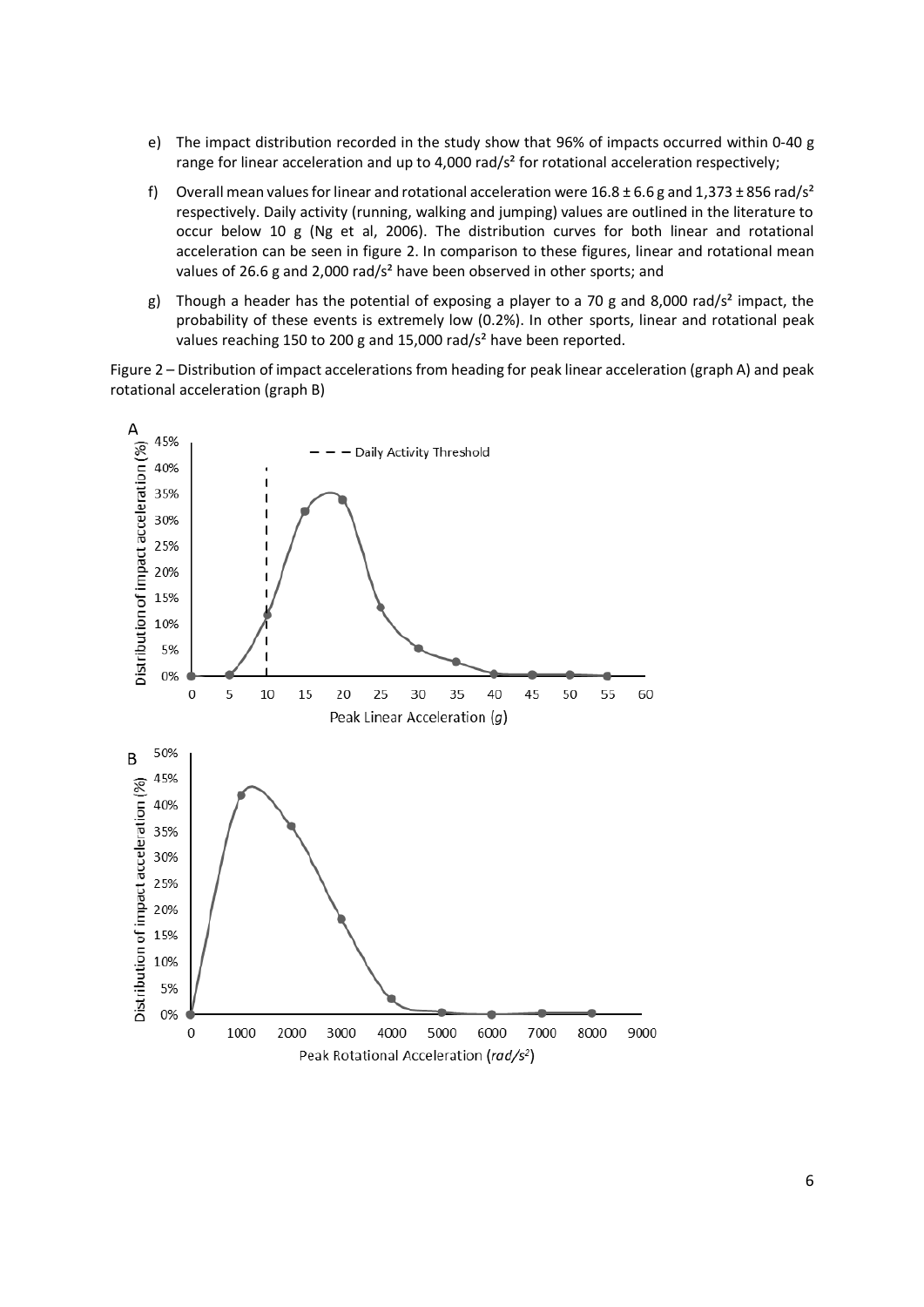e) The impact distribution recorded in the study show that 96% of impacts occurred within 0-40 g range for linear acceleration and up to 4,000 rad/s² for rotational acceleration respectively;

f) Overall mean values for linear and rotational acceleration were 16.8 ± 6.6 g and 1,373 ± 856 rad/s² respectively. Daily activity (running, walking and jumping) values are outlined in the literature to occur below 10 g (Ng et al, 2006). The distribution curves for both linear and rotational acceleration can be seen in figure 2. In comparison to these figures, linear and rotational mean values of 26.6 g and 2,000 rad/s² have been observed in other sports; and

g) Though a header has the potential of exposing a player to a 70 g and 8,000 rad/s² impact, the probability of these events is extremely low (0.2%). In other sports, linear and rotational peak values reaching 150 to 200 g and 15,000 rad/s² have been reported.

Figure 2 – Distribution of impact accelerations from heading for peak linear acceleration (graph A) and peak rotational acceleration (graph B)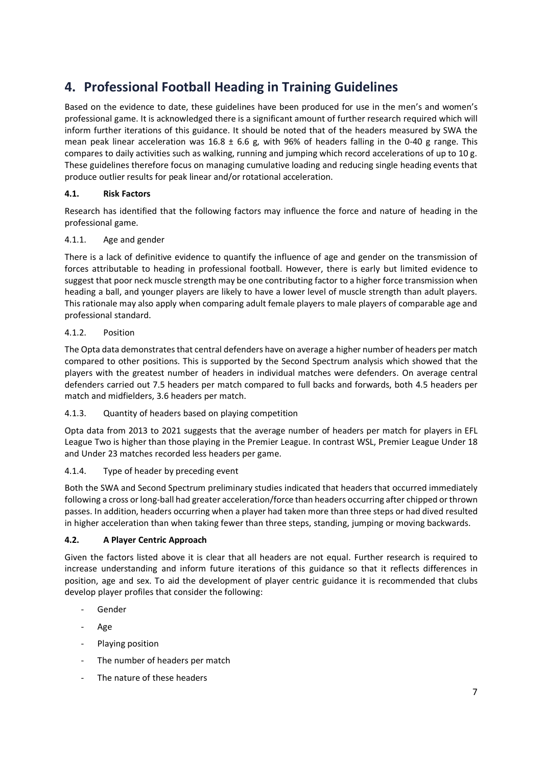# 4. Professional Football Heading in Training Guidelines

Based on the evidence to date, these guidelines have been produced for use in the men's and women's professional game. It is acknowledged there is a significant amount of further research required which will inform further iterations of this guidance. It should be noted that of the headers measured by SWA the mean peak linear acceleration was 16.8 ± 6.6 g, with 96% of headers falling in the 0-40 g range. This compares to daily activities such as walking, running and jumping which record accelerations of up to 10 g. These guidelines therefore focus on managing cumulative loading and reducing single heading events that produce outlier results for peak linear and/or rotational acceleration.

## 4.1. Risk Factors

Research has identified that the following factors may influence the force and nature of heading in the professional game.

### 4.1.1. Age and gender

There is a lack of definitive evidence to quantify the influence of age and gender on the transmission of forces attributable to heading in professional football. However, there is early but limited evidence to suggest that poor neck muscle strength may be one contributing factor to a higher force transmission when heading a ball, and younger players are likely to have a lower level of muscle strength than adult players. This rationale may also apply when comparing adult female players to male players of comparable age and professional standard.

### 4.1.2. Position

The Opta data demonstrates that central defenders have on average a higher number of headers per match compared to other positions. This is supported by the Second Spectrum analysis which showed that the players with the greatest number of headers in individual matches were defenders. On average central defenders carried out 7.5 headers per match compared to full backs and forwards, both 4.5 headers per match and midfielders, 3.6 headers per match.

### 4.1.3. Quantity of headers based on playing competition

Opta data from 2013 to 2021 suggests that the average number of headers per match for players in EFL League Two is higher than those playing in the Premier League. In contrast WSL, Premier League Under 18 and Under 23 matches recorded less headers per game.

### 4.1.4. Type of header by preceding event

Both the SWA and Second Spectrum preliminary studies indicated that headers that occurred immediately following a cross or long-ball had greater acceleration/force than headers occurring after chipped or thrown passes. In addition, headers occurring when a player had taken more than three steps or had dived resulted in higher acceleration than when taking fewer than three steps, standing, jumping or moving backwards.

## 4.2. A Player Centric Approach

Given the factors listed above it is clear that all headers are not equal. Further research is required to increase understanding and inform future iterations of this guidance so that it reflects differences in position, age and sex. To aid the development of player centric guidance it is recommended that clubs develop player profiles that consider the following:

- Gender
- Age
- Playing position
- The number of headers per match
- The nature of these headers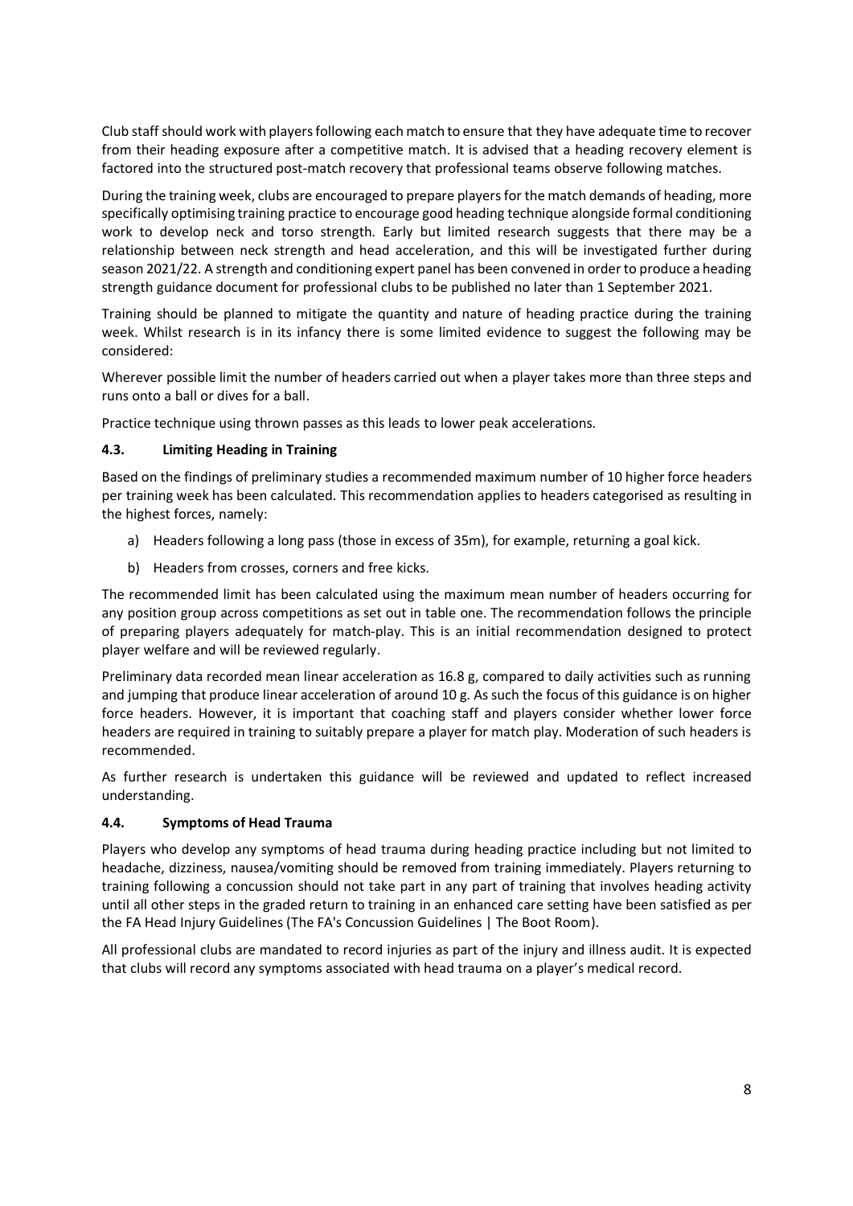Club staff should work with players following each match to ensure that they have adequate time to recover from their heading exposure after a competitive match. It is advised that a heading recovery element is factored into the structured post-match recovery that professional teams observe following matches.

During the training week, clubs are encouraged to prepare players for the match demands of heading, more specifically optimising training practice to encourage good heading technique alongside formal conditioning work to develop neck and torso strength. Early but limited research suggests that there may be a relationship between neck strength and head acceleration, and this will be investigated further during season 2021/22. A strength and conditioning expert panel has been convened in order to produce a heading strength guidance document for professional clubs to be published no later than 1 September 2021.

Training should be planned to mitigate the quantity and nature of heading practice during the training week. Whilst research is in its infancy there is some limited evidence to suggest the following may be considered:

Wherever possible limit the number of headers carried out when a player takes more than three steps and runs onto a ball or dives for a ball.

Practice technique using thrown passes as this leads to lower peak accelerations.

### 4.3. Limiting Heading in Training

Based on the findings of preliminary studies a recommended maximum number of 10 higher force headers per training week has been calculated. This recommendation applies to headers categorised as resulting in the highest forces, namely:

a) Headers following a long pass (those in excess of 35m), for example, returning a goal kick.

b) Headers from crosses, corners and free kicks.

The recommended limit has been calculated using the maximum mean number of headers occurring for any position group across competitions as set out in table one. The recommendation follows the principle of preparing players adequately for match-play. This is an initial recommendation designed to protect player welfare and will be reviewed regularly.

Preliminary data recorded mean linear acceleration as 16.8 g, compared to daily activities such as running and jumping that produce linear acceleration of around 10 g. As such the focus of this guidance is on higher force headers. However, it is important that coaching staff and players consider whether lower force headers are required in training to suitably prepare a player for match play. Moderation of such headers is recommended.

As further research is undertaken this guidance will be reviewed and updated to reflect increased understanding.

### 4.4. Symptoms of Head Trauma

Players who develop any symptoms of head trauma during heading practice including but not limited to headache, dizziness, nausea/vomiting should be removed from training immediately. Players returning to training following a concussion should not take part in any part of training that involves heading activity until all other steps in the graded return to training in an enhanced care setting have been satisfied as per the FA Head Injury Guidelines (The FA's Concussion Guidelines | The Boot Room).

All professional clubs are mandated to record injuries as part of the injury and illness audit. It is expected that clubs will record any symptoms associated with head trauma on a player's medical record.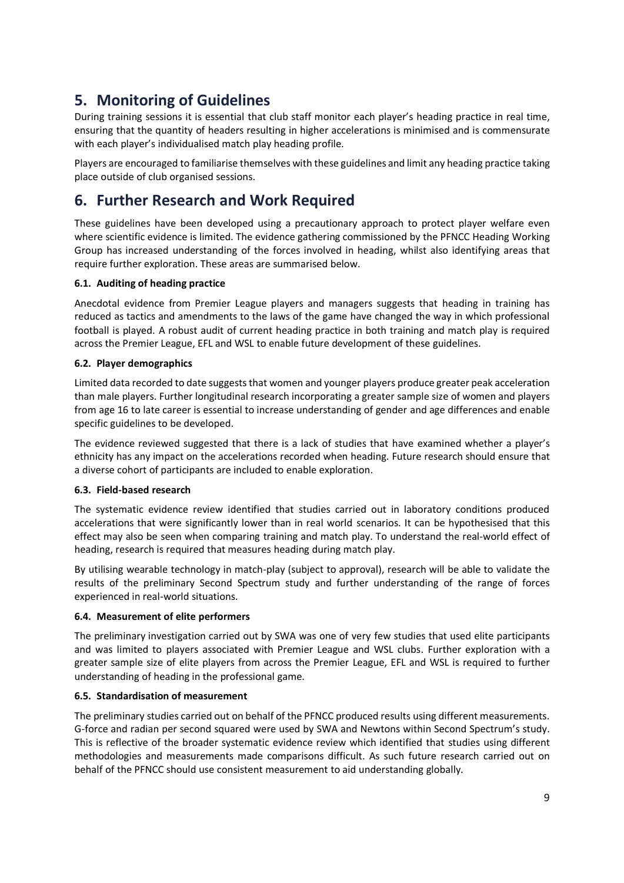## 5. Monitoring of Guidelines

During training sessions it is essential that club staff monitor each player's heading practice in real time, ensuring that the quantity of headers resulting in higher accelerations is minimised and is commensurate with each player's individualised match play heading profile.

Players are encouraged to familiarise themselves with these guidelines and limit any heading practice taking place outside of club organised sessions.

## 6. Further Research and Work Required

These guidelines have been developed using a precautionary approach to protect player welfare even where scientific evidence is limited. The evidence gathering commissioned by the PFNCC Heading Working Group has increased understanding of the forces involved in heading, whilst also identifying areas that require further exploration. These areas are summarised below.

### 6.1. Auditing of heading practice

Anecdotal evidence from Premier League players and managers suggests that heading in training has reduced as tactics and amendments to the laws of the game have changed the way in which professional football is played. A robust audit of current heading practice in both training and match play is required across the Premier League, EFL and WSL to enable future development of these guidelines.

### 6.2. Player demographics

Limited data recorded to date suggests that women and younger players produce greater peak acceleration than male players. Further longitudinal research incorporating a greater sample size of women and players from age 16 to late career is essential to increase understanding of gender and age differences and enable specific guidelines to be developed.

The evidence reviewed suggested that there is a lack of studies that have examined whether a player's ethnicity has any impact on the accelerations recorded when heading. Future research should ensure that a diverse cohort of participants are included to enable exploration.

### 6.3. Field-based research

The systematic evidence review identified that studies carried out in laboratory conditions produced accelerations that were significantly lower than in real world scenarios. It can be hypothesised that this effect may also be seen when comparing training and match play. To understand the real-world effect of heading, research is required that measures heading during match play.

By utilising wearable technology in match-play (subject to approval), research will be able to validate the results of the preliminary Second Spectrum study and further understanding of the range of forces experienced in real-world situations.

### 6.4. Measurement of elite performers

The preliminary investigation carried out by SWA was one of very few studies that used elite participants and was limited to players associated with Premier League and WSL clubs. Further exploration with a greater sample size of elite players from across the Premier League, EFL and WSL is required to further understanding of heading in the professional game.

### 6.5. Standardisation of measurement

The preliminary studies carried out on behalf of the PFNCC produced results using different measurements. G-force and radian per second squared were used by SWA and Newtons within Second Spectrum's study. This is reflective of the broader systematic evidence review which identified that studies using different methodologies and measurements made comparisons difficult. As such future research carried out on behalf of the PFNCC should use consistent measurement to aid understanding globally.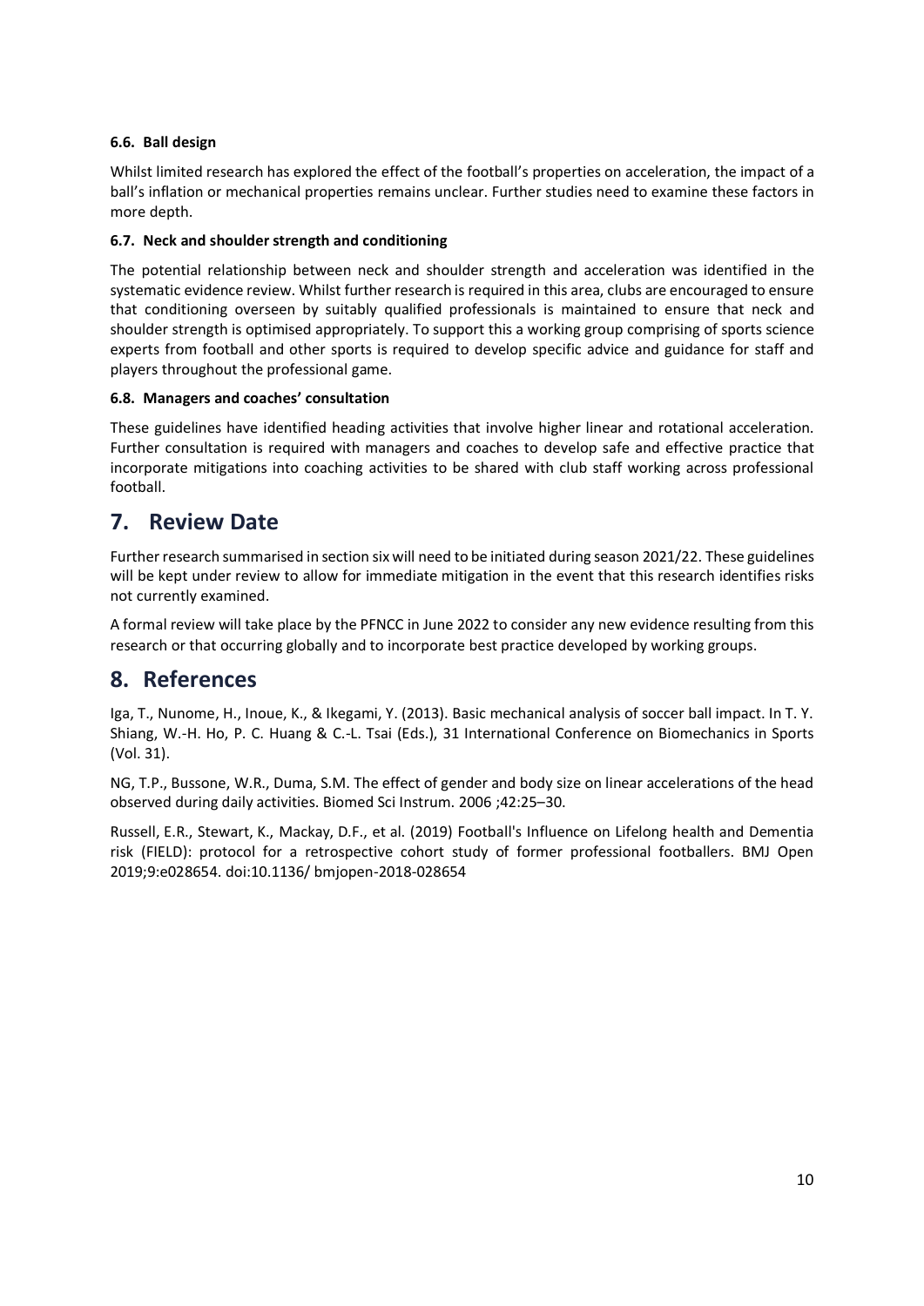### 6.6. Ball design

Whilst limited research has explored the effect of the football's properties on acceleration, the impact of a ball's inflation or mechanical properties remains unclear. Further studies need to examine these factors in more depth.

### 6.7. Neck and shoulder strength and conditioning

The potential relationship between neck and shoulder strength and acceleration was identified in the systematic evidence review. Whilst further research is required in this area, clubs are encouraged to ensure that conditioning overseen by suitably qualified professionals is maintained to ensure that neck and shoulder strength is optimised appropriately. To support this a working group comprising of sports science experts from football and other sports is required to develop specific advice and guidance for staff and players throughout the professional game.

### 6.8. Managers and coaches' consultation

These guidelines have identified heading activities that involve higher linear and rotational acceleration. Further consultation is required with managers and coaches to develop safe and effective practice that incorporate mitigations into coaching activities to be shared with club staff working across professional football.

## 7. Review Date

Further research summarised in section six will need to be initiated during season 2021/22. These guidelines will be kept under review to allow for immediate mitigation in the event that this research identifies risks not currently examined.

A formal review will take place by the PFNCC in June 2022 to consider any new evidence resulting from this research or that occurring globally and to incorporate best practice developed by working groups.

## 8. References

Iga, T., Nunome, H., Inoue, K., & Ikegami, Y. (2013). Basic mechanical analysis of soccer ball impact. In T. Y. Shiang, W.-H. Ho, P. C. Huang & C.-L. Tsai (Eds.), 31 International Conference on Biomechanics in Sports (Vol. 31).

NG, T.P., Bussone, W.R., Duma, S.M. The effect of gender and body size on linear accelerations of the head observed during daily activities. Biomed Sci Instrum. 2006 ;42:25–30.

Russell, E.R., Stewart, K., Mackay, D.F., et al. (2019) Football's Influence on Lifelong health and Dementia risk (FIELD): protocol for a retrospective cohort study of former professional footballers. BMJ Open 2019;9:e028654. doi:10.1136/ bmjopen-2018-028654